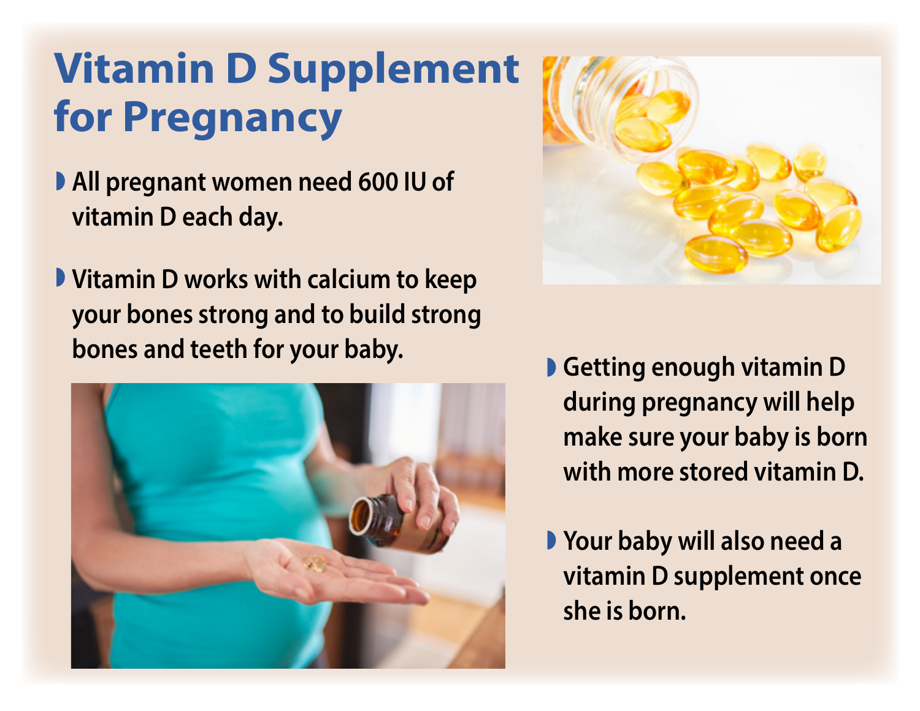# Vitamin D Supplement for Pregnancy

- All pregnant women need 600 IU of vitamin D each day.
- Vitamin D works with calcium to keep your bones strong and to build strong bones and teeth for your baby.
- Getting enough vitamin D during pregnancy will help make sure your baby is born with more stored vitamin D.
- Your baby will also need a vitamin D supplement once she is born.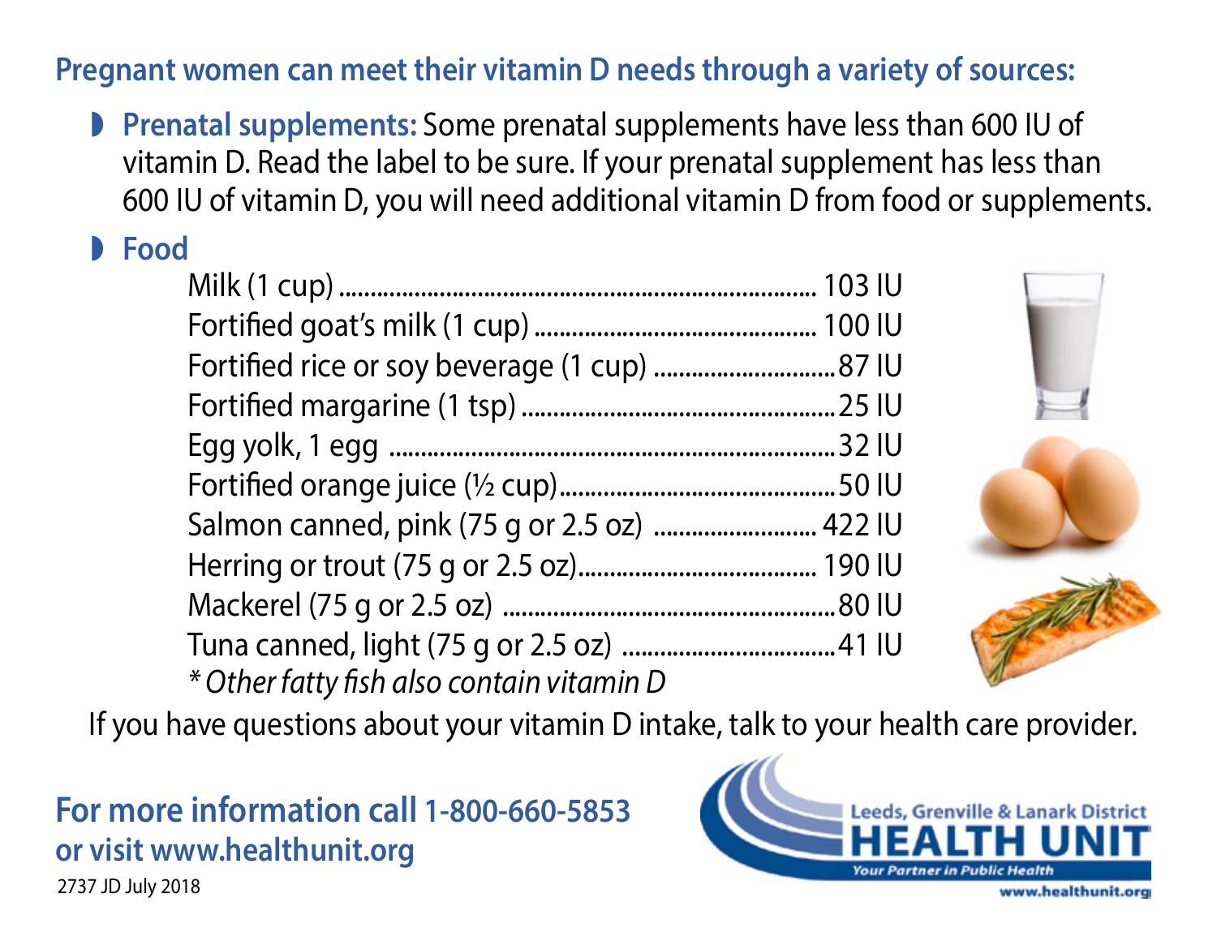## Pregnant women can meet their vitamin D needs through a variety of sources:

- **Prenatal supplements:** Some prenatal supplements have less than 600 IU of vitamin D. Read the label to be sure. If your prenatal supplement has less than 600 IU of vitamin D, you will need additional vitamin D from food or supplements.
- **Food**

| | |
|---|---|
| Milk (1 cup) | 103 IU |
| Fortified goat's milk (1 cup) | 100 IU |
| Fortified rice or soy beverage (1 cup) | 87 IU |
| Fortified margarine (1 tsp) | 25 IU |
| Egg yolk, 1 egg | 32 IU |
| Fortified orange juice (½ cup) | 50 IU |
| Salmon canned, pink (75 g or 2.5 oz) | 422 IU |
| Herring or trout (75 g or 2.5 oz) | 190 IU |
| Mackerel (75 g or 2.5 oz) | 80 IU |
| Tuna canned, light (75 g or 2.5 oz) | 41 IU |

*\* Other fatty fish also contain vitamin D*

If you have questions about your vitamin D intake, talk to your health care provider.

**For more information call 1-800-660-5853 or visit www.healthunit.org**

2737 JD July 2018

Leeds, Grenville & Lanark District HEALTH UNIT
*Your Partner in Public Health*
www.healthunit.org